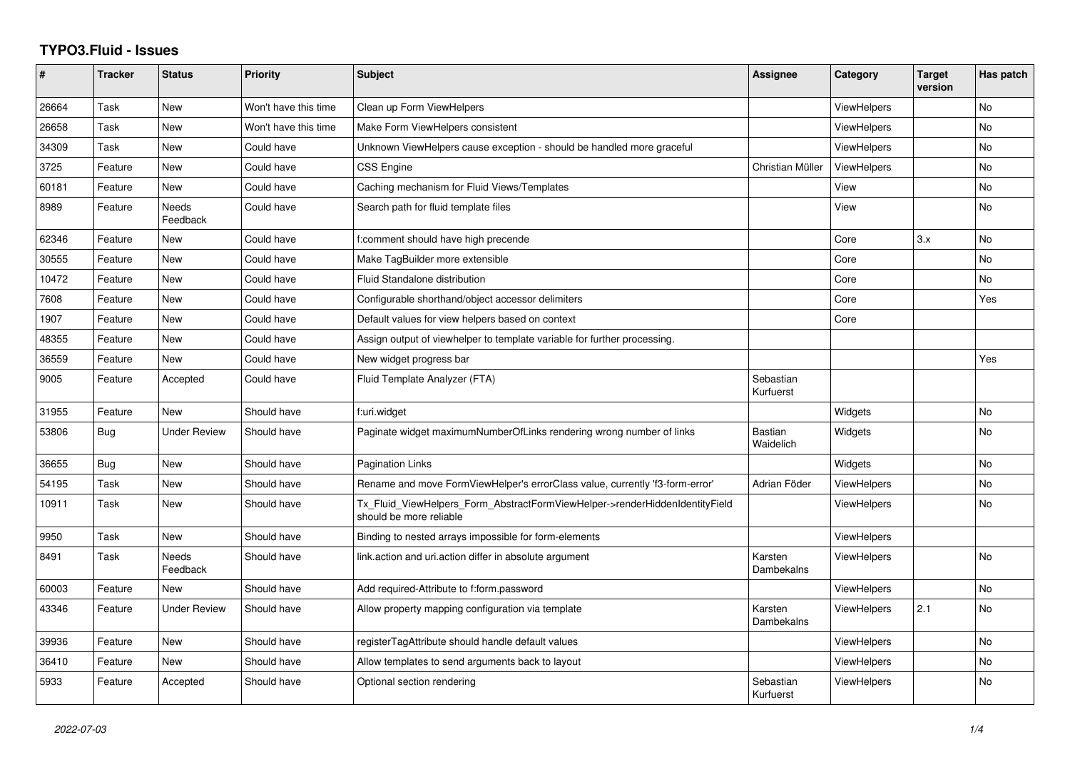# TYPO3.Fluid - Issues

| # | Tracker | Status | Priority | Subject | Assignee | Category | Target version | Has patch |
|---|---|---|---|---|---|---|---|---|
| 26664 | Task | New | Won't have this time | Clean up Form ViewHelpers | | ViewHelpers | | No |
| 26658 | Task | New | Won't have this time | Make Form ViewHelpers consistent | | ViewHelpers | | No |
| 34309 | Task | New | Could have | Unknown ViewHelpers cause exception - should be handled more graceful | | ViewHelpers | | No |
| 3725 | Feature | New | Could have | CSS Engine | Christian Müller | ViewHelpers | | No |
| 60181 | Feature | New | Could have | Caching mechanism for Fluid Views/Templates | | View | | No |
| 8989 | Feature | Needs Feedback | Could have | Search path for fluid template files | | View | | No |
| 62346 | Feature | New | Could have | f:comment should have high precende | | Core | 3.x | No |
| 30555 | Feature | New | Could have | Make TagBuilder more extensible | | Core | | No |
| 10472 | Feature | New | Could have | Fluid Standalone distribution | | Core | | No |
| 7608 | Feature | New | Could have | Configurable shorthand/object accessor delimiters | | Core | | Yes |
| 1907 | Feature | New | Could have | Default values for view helpers based on context | | Core | | |
| 48355 | Feature | New | Could have | Assign output of viewhelper to template variable for further processing. | | | | |
| 36559 | Feature | New | Could have | New widget progress bar | | | | Yes |
| 9005 | Feature | Accepted | Could have | Fluid Template Analyzer (FTA) | Sebastian Kurfuerst | | | |
| 31955 | Feature | New | Should have | f:uri.widget | | Widgets | | No |
| 53806 | Bug | Under Review | Should have | Paginate widget maximumNumberOfLinks rendering wrong number of links | Bastian Waidelich | Widgets | | No |
| 36655 | Bug | New | Should have | Pagination Links | | Widgets | | No |
| 54195 | Task | New | Should have | Rename and move FormViewHelper's errorClass value, currently 'f3-form-error' | Adrian Föder | ViewHelpers | | No |
| 10911 | Task | New | Should have | Tx_Fluid_ViewHelpers_Form_AbstractFormViewHelper->renderHiddenIdentityField should be more reliable | | ViewHelpers | | No |
| 9950 | Task | New | Should have | Binding to nested arrays impossible for form-elements | | ViewHelpers | | |
| 8491 | Task | Needs Feedback | Should have | link.action and uri.action differ in absolute argument | Karsten Dambekalns | ViewHelpers | | No |
| 60003 | Feature | New | Should have | Add required-Attribute to f:form.password | | ViewHelpers | | No |
| 43346 | Feature | Under Review | Should have | Allow property mapping configuration via template | Karsten Dambekalns | ViewHelpers | 2.1 | No |
| 39936 | Feature | New | Should have | registerTagAttribute should handle default values | | ViewHelpers | | No |
| 36410 | Feature | New | Should have | Allow templates to send arguments back to layout | | ViewHelpers | | No |
| 5933 | Feature | Accepted | Should have | Optional section rendering | Sebastian Kurfuerst | ViewHelpers | | No |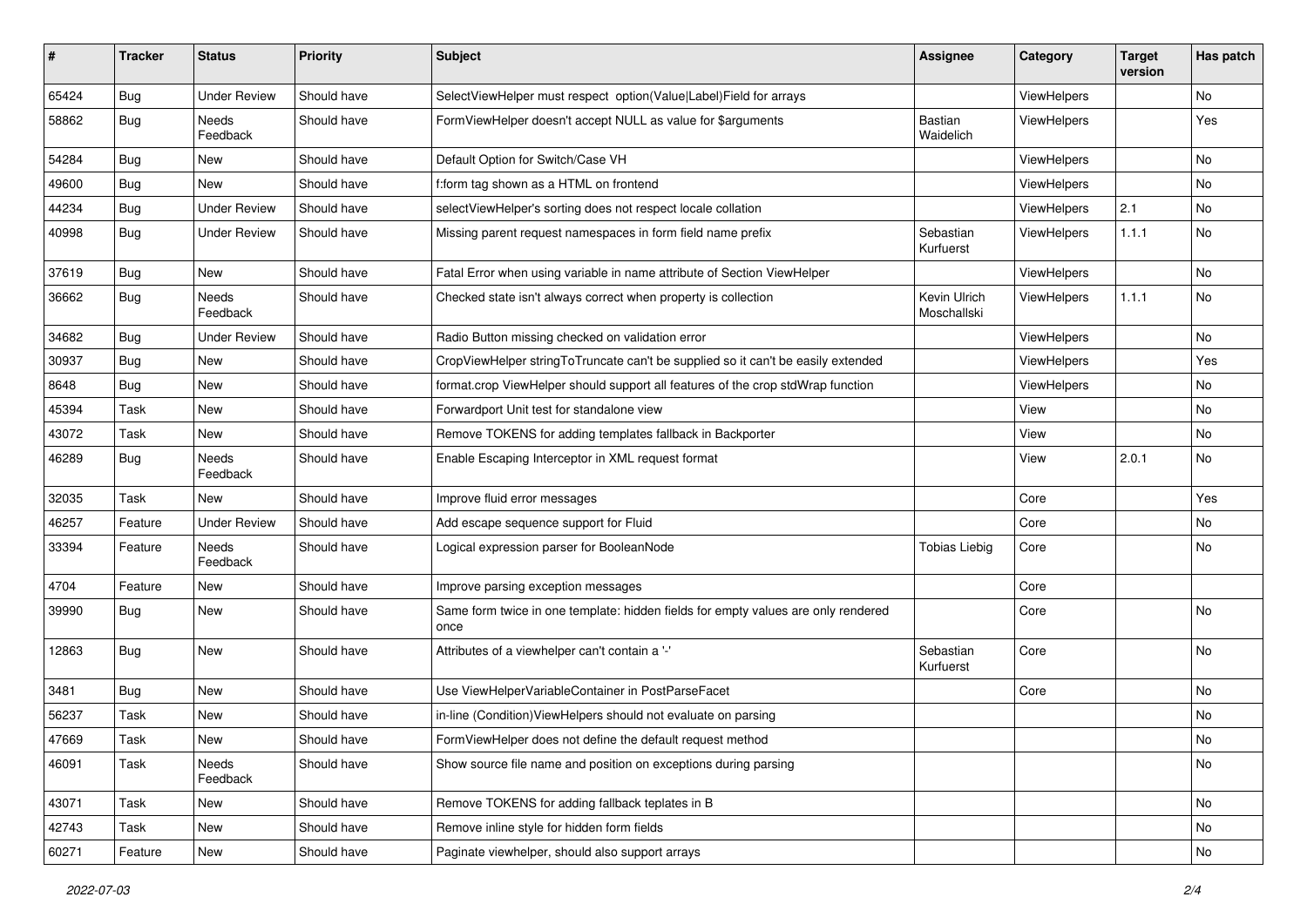| # | Tracker | Status | Priority | Subject | Assignee | Category | Target version | Has patch |
|---|---|---|---|---|---|---|---|---|
| 65424 | Bug | Under Review | Should have | SelectViewHelper must respect option(Value\|Label)Field for arrays | | ViewHelpers | | No |
| 58862 | Bug | Needs Feedback | Should have | FormViewHelper doesn't accept NULL as value for $arguments | Bastian Waidelich | ViewHelpers | | Yes |
| 54284 | Bug | New | Should have | Default Option for Switch/Case VH | | ViewHelpers | | No |
| 49600 | Bug | New | Should have | f:form tag shown as a HTML on frontend | | ViewHelpers | | No |
| 44234 | Bug | Under Review | Should have | selectViewHelper's sorting does not respect locale collation | | ViewHelpers | 2.1 | No |
| 40998 | Bug | Under Review | Should have | Missing parent request namespaces in form field name prefix | Sebastian Kurfuerst | ViewHelpers | 1.1.1 | No |
| 37619 | Bug | New | Should have | Fatal Error when using variable in name attribute of Section ViewHelper | | ViewHelpers | | No |
| 36662 | Bug | Needs Feedback | Should have | Checked state isn't always correct when property is collection | Kevin Ulrich Moschallski | ViewHelpers | 1.1.1 | No |
| 34682 | Bug | Under Review | Should have | Radio Button missing checked on validation error | | ViewHelpers | | No |
| 30937 | Bug | New | Should have | CropViewHelper stringToTruncate can't be supplied so it can't be easily extended | | ViewHelpers | | Yes |
| 8648 | Bug | New | Should have | format.crop ViewHelper should support all features of the crop stdWrap function | | ViewHelpers | | No |
| 45394 | Task | New | Should have | Forwardport Unit test for standalone view | | View | | No |
| 43072 | Task | New | Should have | Remove TOKENS for adding templates fallback in Backporter | | View | | No |
| 46289 | Bug | Needs Feedback | Should have | Enable Escaping Interceptor in XML request format | | View | 2.0.1 | No |
| 32035 | Task | New | Should have | Improve fluid error messages | | Core | | Yes |
| 46257 | Feature | Under Review | Should have | Add escape sequence support for Fluid | | Core | | No |
| 33394 | Feature | Needs Feedback | Should have | Logical expression parser for BooleanNode | Tobias Liebig | Core | | No |
| 4704 | Feature | New | Should have | Improve parsing exception messages | | Core | | |
| 39990 | Bug | New | Should have | Same form twice in one template: hidden fields for empty values are only rendered once | | Core | | No |
| 12863 | Bug | New | Should have | Attributes of a viewhelper can't contain a '-' | Sebastian Kurfuerst | Core | | No |
| 3481 | Bug | New | Should have | Use ViewHelperVariableContainer in PostParseFacet | | Core | | No |
| 56237 | Task | New | Should have | in-line (Condition)ViewHelpers should not evaluate on parsing | | | | No |
| 47669 | Task | New | Should have | FormViewHelper does not define the default request method | | | | No |
| 46091 | Task | Needs Feedback | Should have | Show source file name and position on exceptions during parsing | | | | No |
| 43071 | Task | New | Should have | Remove TOKENS for adding fallback teplates in B | | | | No |
| 42743 | Task | New | Should have | Remove inline style for hidden form fields | | | | No |
| 60271 | Feature | New | Should have | Paginate viewhelper, should also support arrays | | | | No |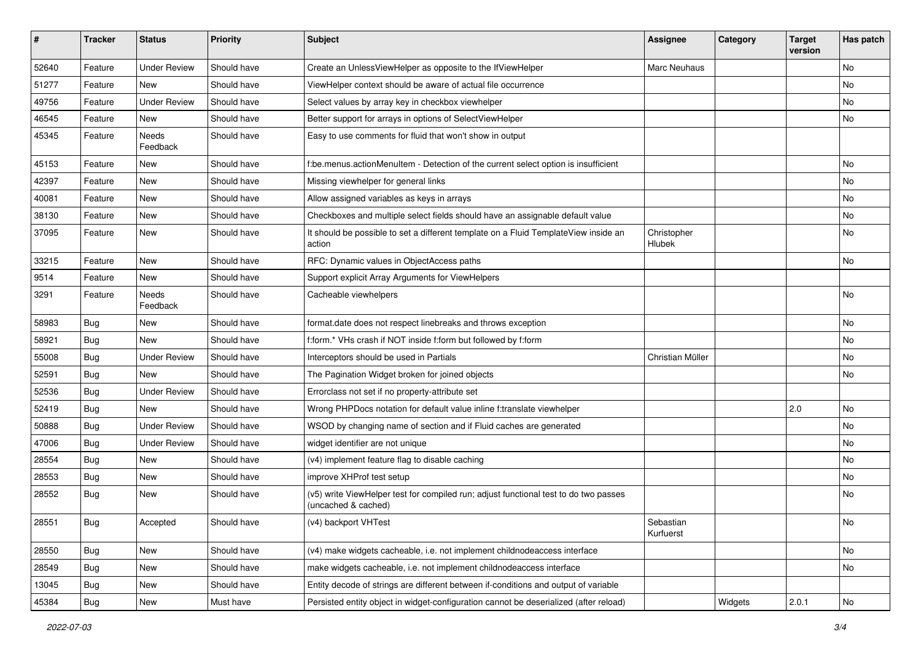| # | Tracker | Status | Priority | Subject | Assignee | Category | Target version | Has patch |
|---|---|---|---|---|---|---|---|---|
| 52640 | Feature | Under Review | Should have | Create an UnlessViewHelper as opposite to the IfViewHelper | Marc Neuhaus | | | No |
| 51277 | Feature | New | Should have | ViewHelper context should be aware of actual file occurrence | | | | No |
| 49756 | Feature | Under Review | Should have | Select values by array key in checkbox viewhelper | | | | No |
| 46545 | Feature | New | Should have | Better support for arrays in options of SelectViewHelper | | | | No |
| 45345 | Feature | Needs Feedback | Should have | Easy to use comments for fluid that won't show in output | | | | |
| 45153 | Feature | New | Should have | f:be.menus.actionMenuItem - Detection of the current select option is insufficient | | | | No |
| 42397 | Feature | New | Should have | Missing viewhelper for general links | | | | No |
| 40081 | Feature | New | Should have | Allow assigned variables as keys in arrays | | | | No |
| 38130 | Feature | New | Should have | Checkboxes and multiple select fields should have an assignable default value | | | | No |
| 37095 | Feature | New | Should have | It should be possible to set a different template on a Fluid TemplateView inside an action | Christopher Hlubek | | | No |
| 33215 | Feature | New | Should have | RFC: Dynamic values in ObjectAccess paths | | | | No |
| 9514 | Feature | New | Should have | Support explicit Array Arguments for ViewHelpers | | | | |
| 3291 | Feature | Needs Feedback | Should have | Cacheable viewhelpers | | | | No |
| 58983 | Bug | New | Should have | format.date does not respect linebreaks and throws exception | | | | No |
| 58921 | Bug | New | Should have | f:form.* VHs crash if NOT inside f:form but followed by f:form | | | | No |
| 55008 | Bug | Under Review | Should have | Interceptors should be used in Partials | Christian Müller | | | No |
| 52591 | Bug | New | Should have | The Pagination Widget broken for joined objects | | | | No |
| 52536 | Bug | Under Review | Should have | Errorclass not set if no property-attribute set | | | | |
| 52419 | Bug | New | Should have | Wrong PHPDocs notation for default value inline f:translate viewhelper | | | 2.0 | No |
| 50888 | Bug | Under Review | Should have | WSOD by changing name of section and if Fluid caches are generated | | | | No |
| 47006 | Bug | Under Review | Should have | widget identifier are not unique | | | | No |
| 28554 | Bug | New | Should have | (v4) implement feature flag to disable caching | | | | No |
| 28553 | Bug | New | Should have | improve XHProf test setup | | | | No |
| 28552 | Bug | New | Should have | (v5) write ViewHelper test for compiled run; adjust functional test to do two passes (uncached & cached) | | | | No |
| 28551 | Bug | Accepted | Should have | (v4) backport VHTest | Sebastian Kurfuerst | | | No |
| 28550 | Bug | New | Should have | (v4) make widgets cacheable, i.e. not implement childnodeaccess interface | | | | No |
| 28549 | Bug | New | Should have | make widgets cacheable, i.e. not implement childnodeaccess interface | | | | No |
| 13045 | Bug | New | Should have | Entity decode of strings are different between if-conditions and output of variable | | | | |
| 45384 | Bug | New | Must have | Persisted entity object in widget-configuration cannot be deserialized (after reload) | | Widgets | 2.0.1 | No |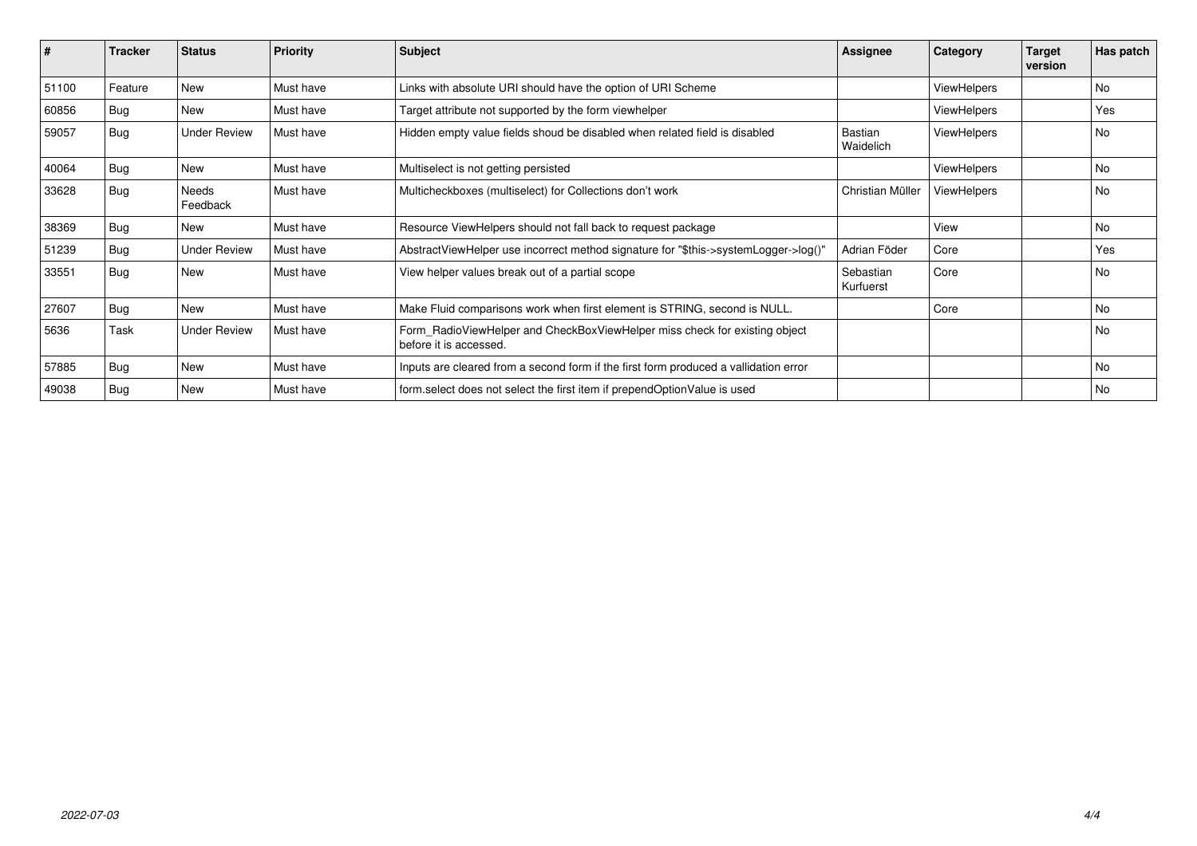| # | Tracker | Status | Priority | Subject | Assignee | Category | Target version | Has patch |
|---|---|---|---|---|---|---|---|---|
| 51100 | Feature | New | Must have | Links with absolute URI should have the option of URI Scheme | | ViewHelpers | | No |
| 60856 | Bug | New | Must have | Target attribute not supported by the form viewhelper | | ViewHelpers | | Yes |
| 59057 | Bug | Under Review | Must have | Hidden empty value fields shoud be disabled when related field is disabled | Bastian Waidelich | ViewHelpers | | No |
| 40064 | Bug | New | Must have | Multiselect is not getting persisted | | ViewHelpers | | No |
| 33628 | Bug | Needs Feedback | Must have | Multicheckboxes (multiselect) for Collections don't work | Christian Müller | ViewHelpers | | No |
| 38369 | Bug | New | Must have | Resource ViewHelpers should not fall back to request package | | View | | No |
| 51239 | Bug | Under Review | Must have | AbstractViewHelper use incorrect method signature for "$this->systemLogger->log()" | Adrian Föder | Core | | Yes |
| 33551 | Bug | New | Must have | View helper values break out of a partial scope | Sebastian Kurfuerst | Core | | No |
| 27607 | Bug | New | Must have | Make Fluid comparisons work when first element is STRING, second is NULL. | | Core | | No |
| 5636 | Task | Under Review | Must have | Form_RadioViewHelper and CheckBoxViewHelper miss check for existing object before it is accessed. | | | | No |
| 57885 | Bug | New | Must have | Inputs are cleared from a second form if the first form produced a vallidation error | | | | No |
| 49038 | Bug | New | Must have | form.select does not select the first item if prependOptionValue is used | | | | No |

*2022-07-03*